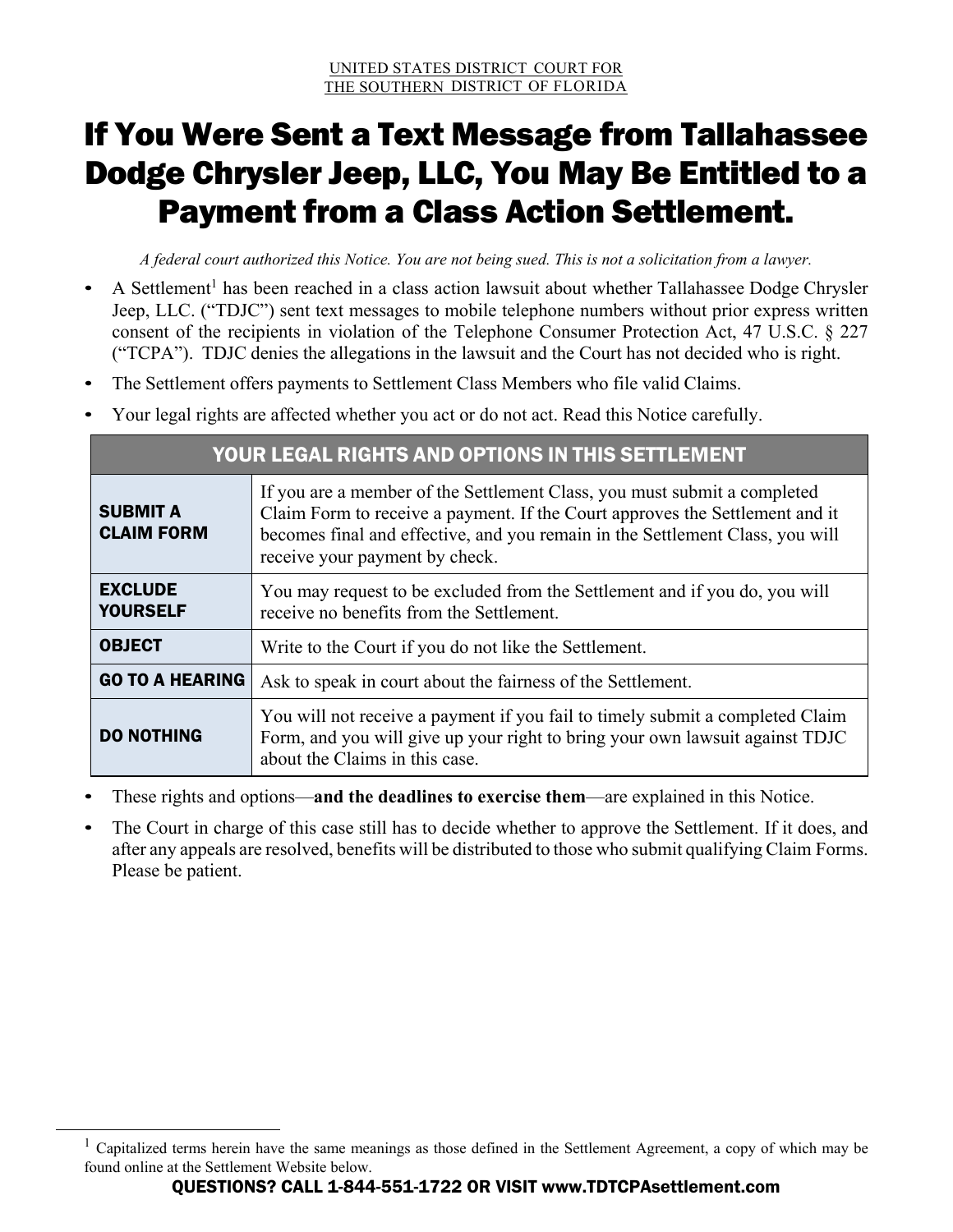UNITED STATES DISTRICT COURT FOR
THE SOUTHERN DISTRICT OF FLORIDA

# If You Were Sent a Text Message from Tallahassee Dodge Chrysler Jeep, LLC, You May Be Entitled to a Payment from a Class Action Settlement.

*A federal court authorized this Notice. You are not being sued. This is not a solicitation from a lawyer.*

- A Settlement[1] has been reached in a class action lawsuit about whether Tallahassee Dodge Chrysler Jeep, LLC. ("TDJC") sent text messages to mobile telephone numbers without prior express written consent of the recipients in violation of the Telephone Consumer Protection Act, 47 U.S.C. § 227 ("TCPA"). TDJC denies the allegations in the lawsuit and the Court has not decided who is right.
- The Settlement offers payments to Settlement Class Members who file valid Claims.
- Your legal rights are affected whether you act or do not act. Read this Notice carefully.

| YOUR LEGAL RIGHTS AND OPTIONS IN THIS SETTLEMENT | |
|---|---|
| **SUBMIT A CLAIM FORM** | If you are a member of the Settlement Class, you must submit a completed Claim Form to receive a payment. If the Court approves the Settlement and it becomes final and effective, and you remain in the Settlement Class, you will receive your payment by check. |
| **EXCLUDE YOURSELF** | You may request to be excluded from the Settlement and if you do, you will receive no benefits from the Settlement. |
| **OBJECT** | Write to the Court if you do not like the Settlement. |
| **GO TO A HEARING** | Ask to speak in court about the fairness of the Settlement. |
| **DO NOTHING** | You will not receive a payment if you fail to timely submit a completed Claim Form, and you will give up your right to bring your own lawsuit against TDJC about the Claims in this case. |

- These rights and options—**and the deadlines to exercise them**—are explained in this Notice.
- The Court in charge of this case still has to decide whether to approve the Settlement. If it does, and after any appeals are resolved, benefits will be distributed to those who submit qualifying Claim Forms. Please be patient.

[1] Capitalized terms herein have the same meanings as those defined in the Settlement Agreement, a copy of which may be found online at the Settlement Website below.

**QUESTIONS? CALL 1-844-551-1722 OR VISIT www.TDTCPAsettlement.com**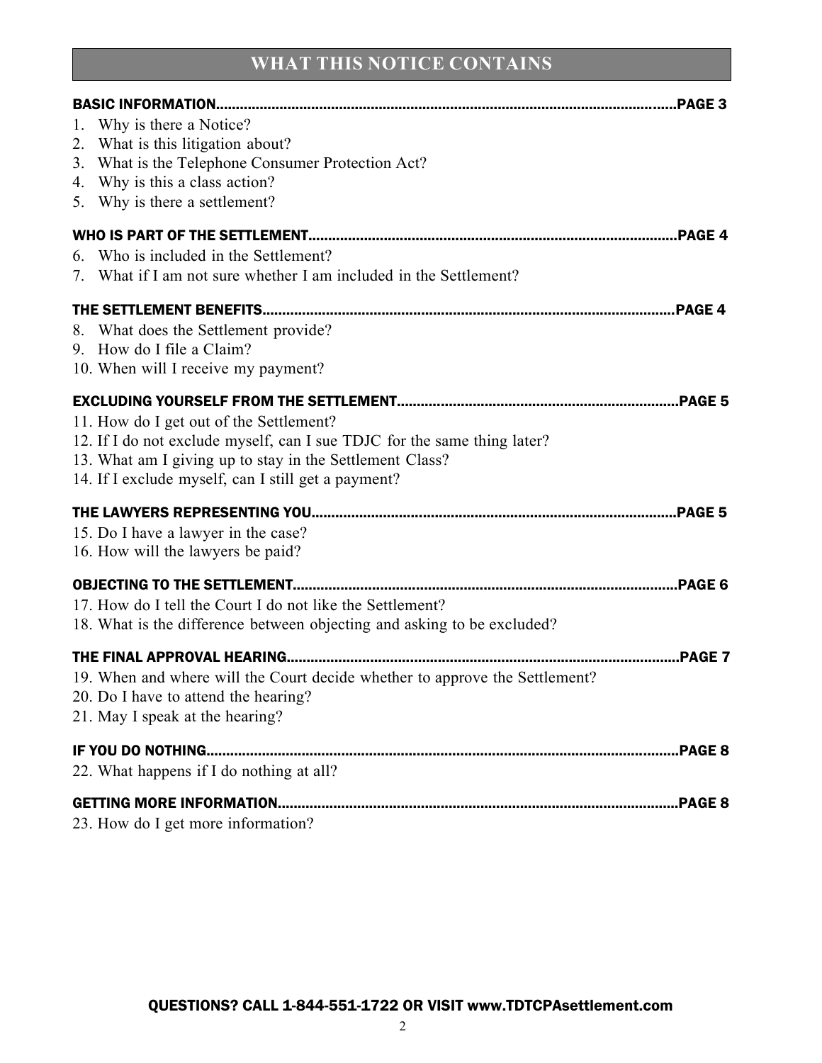# WHAT THIS NOTICE CONTAINS

**BASIC INFORMATION....................................................................................................................PAGE 3**

1. Why is there a Notice?
2. What is this litigation about?
3. What is the Telephone Consumer Protection Act?
4. Why is this a class action?
5. Why is there a settlement?

**WHO IS PART OF THE SETTLEMENT...........................................................................................PAGE 4**

6. Who is included in the Settlement?
7. What if I am not sure whether I am included in the Settlement?

**THE SETTLEMENT BENEFITS.......................................................................................................PAGE 4**

8. What does the Settlement provide?
9. How do I file a Claim?
10. When will I receive my payment?

**EXCLUDING YOURSELF FROM THE SETTLEMENT......................................................................PAGE 5**

11. How do I get out of the Settlement?
12. If I do not exclude myself, can I sue TDJC for the same thing later?
13. What am I giving up to stay in the Settlement Class?
14. If I exclude myself, can I still get a payment?

**THE LAWYERS REPRESENTING YOU..........................................................................................PAGE 5**

15. Do I have a lawyer in the case?
16. How will the lawyers be paid?

**OBJECTING TO THE SETTLEMENT..............................................................................................PAGE 6**

17. How do I tell the Court I do not like the Settlement?
18. What is the difference between objecting and asking to be excluded?

**THE FINAL APPROVAL HEARING.................................................................................................PAGE 7**

19. When and where will the Court decide whether to approve the Settlement?
20. Do I have to attend the hearing?
21. May I speak at the hearing?

**IF YOU DO NOTHING.....................................................................................................................PAGE 8**

22. What happens if I do nothing at all?

**GETTING MORE INFORMATION...................................................................................................PAGE 8**

23. How do I get more information?

**QUESTIONS? CALL 1-844-551-1722 OR VISIT www.TDTCPAsettlement.com**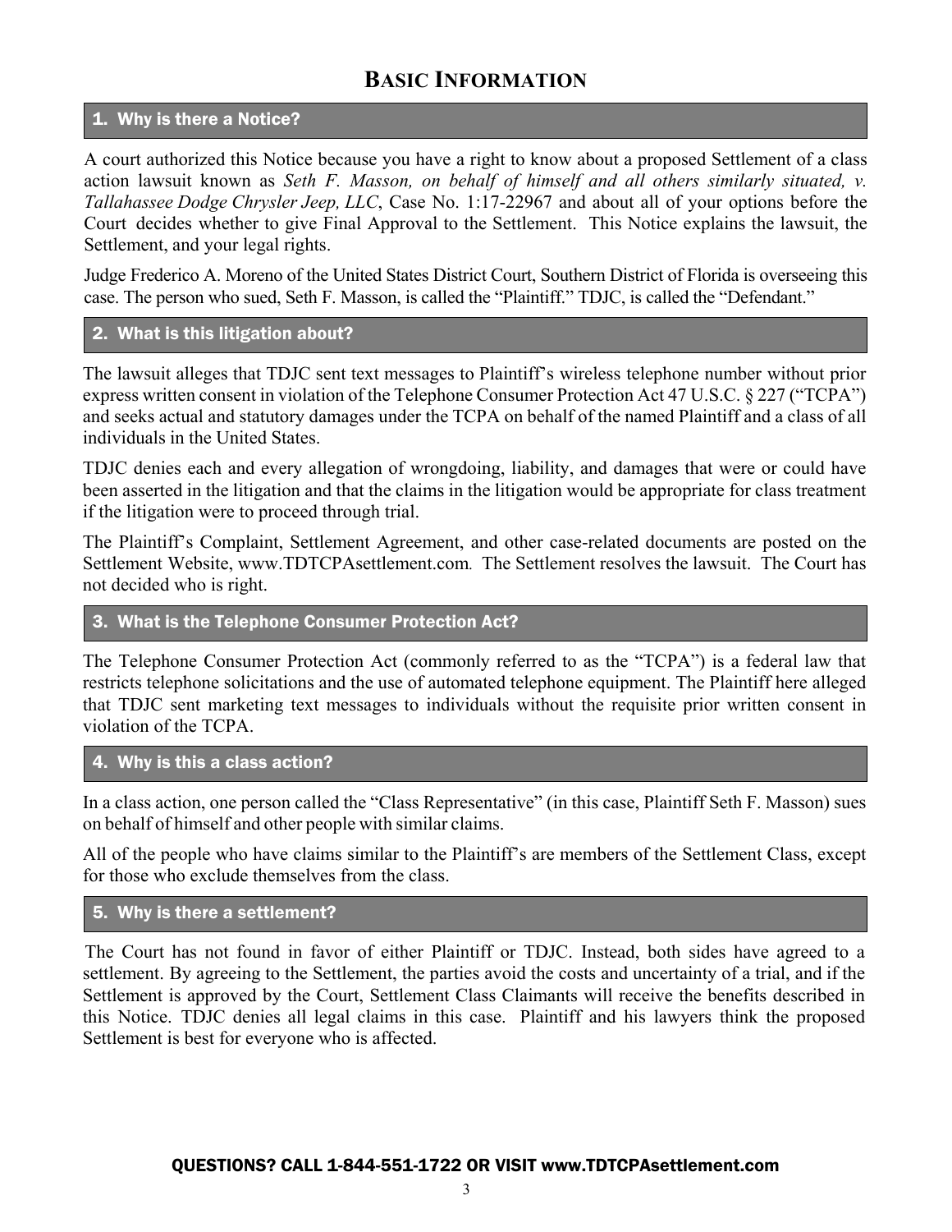## BASIC INFORMATION

### 1. Why is there a Notice?

A court authorized this Notice because you have a right to know about a proposed Settlement of a class action lawsuit known as *Seth F. Masson, on behalf of himself and all others similarly situated, v. Tallahassee Dodge Chrysler Jeep, LLC*, Case No. 1:17-22967 and about all of your options before the Court decides whether to give Final Approval to the Settlement. This Notice explains the lawsuit, the Settlement, and your legal rights.

Judge Frederico A. Moreno of the United States District Court, Southern District of Florida is overseeing this case. The person who sued, Seth F. Masson, is called the "Plaintiff." TDJC, is called the "Defendant."

### 2. What is this litigation about?

The lawsuit alleges that TDJC sent text messages to Plaintiff's wireless telephone number without prior express written consent in violation of the Telephone Consumer Protection Act 47 U.S.C. § 227 ("TCPA") and seeks actual and statutory damages under the TCPA on behalf of the named Plaintiff and a class of all individuals in the United States.

TDJC denies each and every allegation of wrongdoing, liability, and damages that were or could have been asserted in the litigation and that the claims in the litigation would be appropriate for class treatment if the litigation were to proceed through trial.

The Plaintiff's Complaint, Settlement Agreement, and other case-related documents are posted on the Settlement Website, www.TDTCPAsettlement.com. The Settlement resolves the lawsuit. The Court has not decided who is right.

### 3. What is the Telephone Consumer Protection Act?

The Telephone Consumer Protection Act (commonly referred to as the "TCPA") is a federal law that restricts telephone solicitations and the use of automated telephone equipment. The Plaintiff here alleged that TDJC sent marketing text messages to individuals without the requisite prior written consent in violation of the TCPA.

### 4. Why is this a class action?

In a class action, one person called the "Class Representative" (in this case, Plaintiff Seth F. Masson) sues on behalf of himself and other people with similar claims.

All of the people who have claims similar to the Plaintiff's are members of the Settlement Class, except for those who exclude themselves from the class.

### 5. Why is there a settlement?

The Court has not found in favor of either Plaintiff or TDJC. Instead, both sides have agreed to a settlement. By agreeing to the Settlement, the parties avoid the costs and uncertainty of a trial, and if the Settlement is approved by the Court, Settlement Class Claimants will receive the benefits described in this Notice. TDJC denies all legal claims in this case. Plaintiff and his lawyers think the proposed Settlement is best for everyone who is affected.

**QUESTIONS? CALL 1-844-551-1722 OR VISIT www.TDTCPAsettlement.com**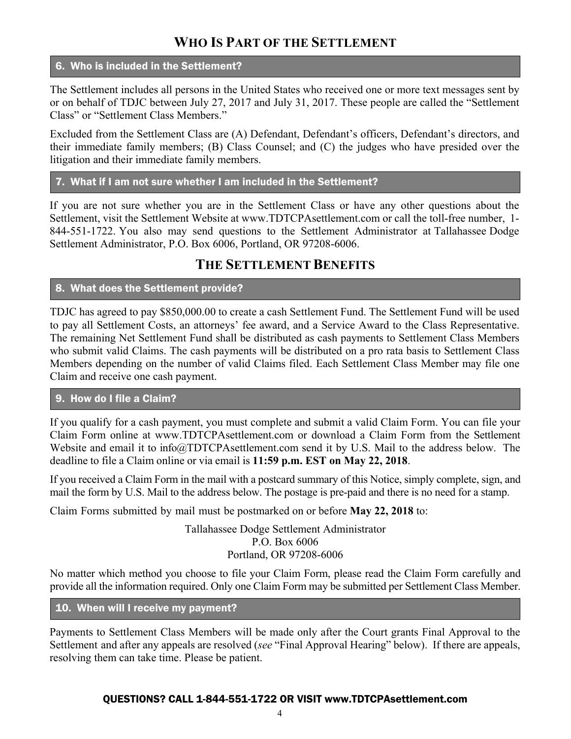## WHO IS PART OF THE SETTLEMENT

### 6. Who is included in the Settlement?

The Settlement includes all persons in the United States who received one or more text messages sent by or on behalf of TDJC between July 27, 2017 and July 31, 2017. These people are called the "Settlement Class" or "Settlement Class Members."

Excluded from the Settlement Class are (A) Defendant, Defendant's officers, Defendant's directors, and their immediate family members; (B) Class Counsel; and (C) the judges who have presided over the litigation and their immediate family members.

### 7. What if I am not sure whether I am included in the Settlement?

If you are not sure whether you are in the Settlement Class or have any other questions about the Settlement, visit the Settlement Website at www.TDTCPAsettlement.com or call the toll-free number, 1-844-551-1722. You also may send questions to the Settlement Administrator at Tallahassee Dodge Settlement Administrator, P.O. Box 6006, Portland, OR 97208-6006.

## THE SETTLEMENT BENEFITS

### 8. What does the Settlement provide?

TDJC has agreed to pay $850,000.00 to create a cash Settlement Fund. The Settlement Fund will be used to pay all Settlement Costs, an attorneys' fee award, and a Service Award to the Class Representative. The remaining Net Settlement Fund shall be distributed as cash payments to Settlement Class Members who submit valid Claims. The cash payments will be distributed on a pro rata basis to Settlement Class Members depending on the number of valid Claims filed. Each Settlement Class Member may file one Claim and receive one cash payment.

### 9. How do I file a Claim?

If you qualify for a cash payment, you must complete and submit a valid Claim Form. You can file your Claim Form online at www.TDTCPAsettlement.com or download a Claim Form from the Settlement Website and email it to info@TDTCPAsettlement.com send it by U.S. Mail to the address below. The deadline to file a Claim online or via email is **11:59 p.m. EST on May 22, 2018**.

If you received a Claim Form in the mail with a postcard summary of this Notice, simply complete, sign, and mail the form by U.S. Mail to the address below. The postage is pre-paid and there is no need for a stamp.

Claim Forms submitted by mail must be postmarked on or before **May 22, 2018** to:

Tallahassee Dodge Settlement Administrator
P.O. Box 6006
Portland, OR 97208-6006

No matter which method you choose to file your Claim Form, please read the Claim Form carefully and provide all the information required. Only one Claim Form may be submitted per Settlement Class Member.

### 10. When will I receive my payment?

Payments to Settlement Class Members will be made only after the Court grants Final Approval to the Settlement and after any appeals are resolved (*see* "Final Approval Hearing" below). If there are appeals, resolving them can take time. Please be patient.

**QUESTIONS? CALL 1-844-551-1722 OR VISIT www.TDTCPAsettlement.com**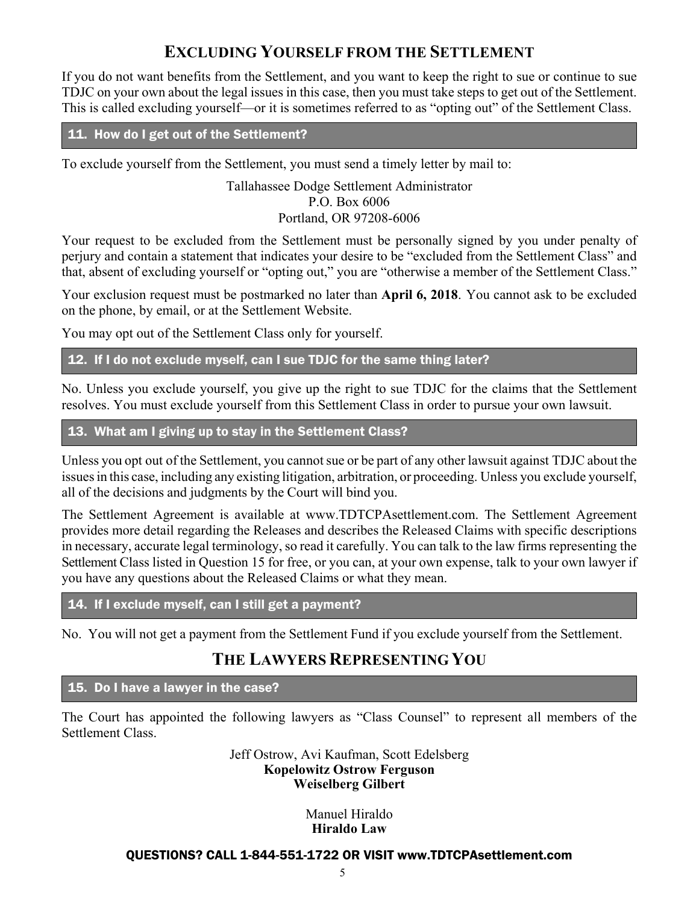## Excluding Yourself from the Settlement

If you do not want benefits from the Settlement, and you want to keep the right to sue or continue to sue TDJC on your own about the legal issues in this case, then you must take steps to get out of the Settlement. This is called excluding yourself—or it is sometimes referred to as "opting out" of the Settlement Class.

### 11. How do I get out of the Settlement?

To exclude yourself from the Settlement, you must send a timely letter by mail to:

Tallahassee Dodge Settlement Administrator
P.O. Box 6006
Portland, OR 97208-6006

Your request to be excluded from the Settlement must be personally signed by you under penalty of perjury and contain a statement that indicates your desire to be "excluded from the Settlement Class" and that, absent of excluding yourself or "opting out," you are "otherwise a member of the Settlement Class."

Your exclusion request must be postmarked no later than **April 6, 2018**. You cannot ask to be excluded on the phone, by email, or at the Settlement Website.

You may opt out of the Settlement Class only for yourself.

### 12. If I do not exclude myself, can I sue TDJC for the same thing later?

No. Unless you exclude yourself, you give up the right to sue TDJC for the claims that the Settlement resolves. You must exclude yourself from this Settlement Class in order to pursue your own lawsuit.

### 13. What am I giving up to stay in the Settlement Class?

Unless you opt out of the Settlement, you cannot sue or be part of any other lawsuit against TDJC about the issues in this case, including any existing litigation, arbitration, or proceeding. Unless you exclude yourself, all of the decisions and judgments by the Court will bind you.

The Settlement Agreement is available at www.TDTCPAsettlement.com. The Settlement Agreement provides more detail regarding the Releases and describes the Released Claims with specific descriptions in necessary, accurate legal terminology, so read it carefully. You can talk to the law firms representing the Settlement Class listed in Question 15 for free, or you can, at your own expense, talk to your own lawyer if you have any questions about the Released Claims or what they mean.

### 14. If I exclude myself, can I still get a payment?

No. You will not get a payment from the Settlement Fund if you exclude yourself from the Settlement.

## The Lawyers Representing You

### 15. Do I have a lawyer in the case?

The Court has appointed the following lawyers as "Class Counsel" to represent all members of the Settlement Class.

Jeff Ostrow, Avi Kaufman, Scott Edelsberg
**Kopelowitz Ostrow Ferguson Weiselberg Gilbert**

Manuel Hiraldo
**Hiraldo Law**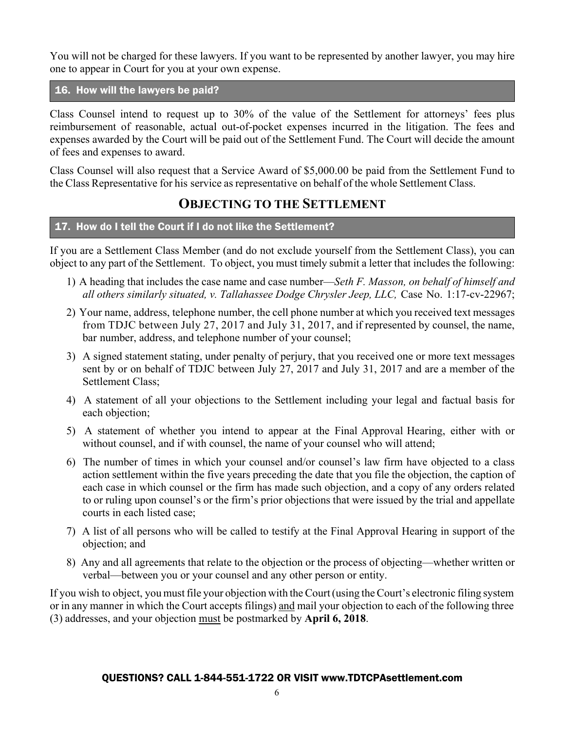You will not be charged for these lawyers. If you want to be represented by another lawyer, you may hire one to appear in Court for you at your own expense.

### 16. How will the lawyers be paid?

Class Counsel intend to request up to 30% of the value of the Settlement for attorneys' fees plus reimbursement of reasonable, actual out-of-pocket expenses incurred in the litigation. The fees and expenses awarded by the Court will be paid out of the Settlement Fund. The Court will decide the amount of fees and expenses to award.

Class Counsel will also request that a Service Award of $5,000.00 be paid from the Settlement Fund to the Class Representative for his service as representative on behalf of the whole Settlement Class.

## OBJECTING TO THE SETTLEMENT

### 17. How do I tell the Court if I do not like the Settlement?

If you are a Settlement Class Member (and do not exclude yourself from the Settlement Class), you can object to any part of the Settlement. To object, you must timely submit a letter that includes the following:

1) A heading that includes the case name and case number—*Seth F. Masson, on behalf of himself and all others similarly situated, v. Tallahassee Dodge Chrysler Jeep, LLC,* Case No. 1:17-cv-22967;
2) Your name, address, telephone number, the cell phone number at which you received text messages from TDJC between July 27, 2017 and July 31, 2017, and if represented by counsel, the name, bar number, address, and telephone number of your counsel;
3) A signed statement stating, under penalty of perjury, that you received one or more text messages sent by or on behalf of TDJC between July 27, 2017 and July 31, 2017 and are a member of the Settlement Class;
4) A statement of all your objections to the Settlement including your legal and factual basis for each objection;
5) A statement of whether you intend to appear at the Final Approval Hearing, either with or without counsel, and if with counsel, the name of your counsel who will attend;
6) The number of times in which your counsel and/or counsel's law firm have objected to a class action settlement within the five years preceding the date that you file the objection, the caption of each case in which counsel or the firm has made such objection, and a copy of any orders related to or ruling upon counsel's or the firm's prior objections that were issued by the trial and appellate courts in each listed case;
7) A list of all persons who will be called to testify at the Final Approval Hearing in support of the objection; and
8) Any and all agreements that relate to the objection or the process of objecting—whether written or verbal—between you or your counsel and any other person or entity.

If you wish to object, you must file your objection with the Court (using the Court's electronic filing system or in any manner in which the Court accepts filings) <u>and</u> mail your objection to each of the following three (3) addresses, and your objection <u>must</u> be postmarked by **April 6, 2018**.

**QUESTIONS? CALL 1-844-551-1722 OR VISIT www.TDTCPAsettlement.com**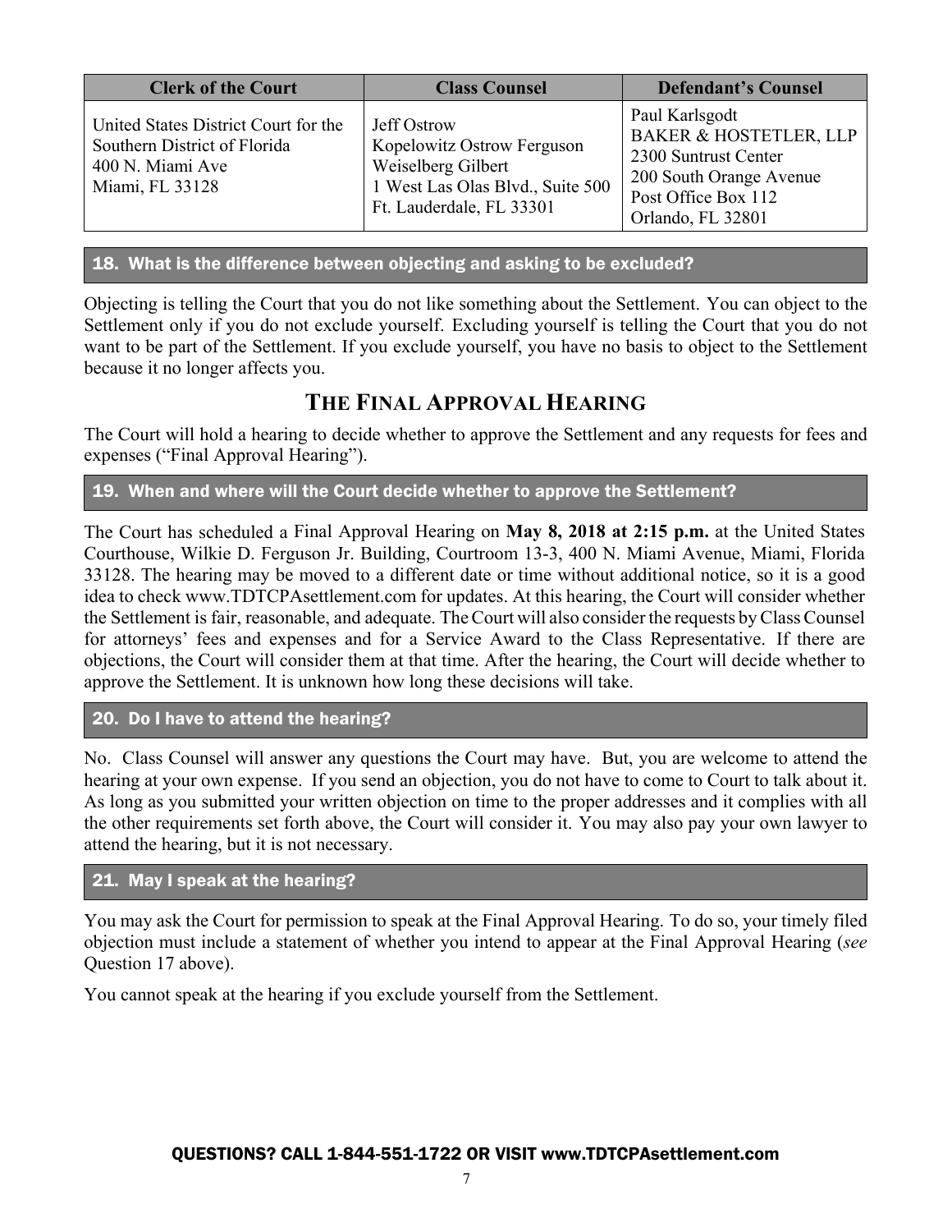| Clerk of the Court | Class Counsel | Defendant's Counsel |
|---|---|---|
| United States District Court for the Southern District of Florida<br>400 N. Miami Ave<br>Miami, FL 33128 | Jeff Ostrow<br>Kopelowitz Ostrow Ferguson Weiselberg Gilbert<br>1 West Las Olas Blvd., Suite 500<br>Ft. Lauderdale, FL 33301 | Paul Karlsgodt<br>BAKER & HOSTETLER, LLP<br>2300 Suntrust Center<br>200 South Orange Avenue<br>Post Office Box 112<br>Orlando, FL 32801 |

### 18. What is the difference between objecting and asking to be excluded?

Objecting is telling the Court that you do not like something about the Settlement. You can object to the Settlement only if you do not exclude yourself. Excluding yourself is telling the Court that you do not want to be part of the Settlement. If you exclude yourself, you have no basis to object to the Settlement because it no longer affects you.

## THE FINAL APPROVAL HEARING

The Court will hold a hearing to decide whether to approve the Settlement and any requests for fees and expenses ("Final Approval Hearing").

### 19. When and where will the Court decide whether to approve the Settlement?

The Court has scheduled a Final Approval Hearing on **May 8, 2018 at 2:15 p.m.** at the United States Courthouse, Wilkie D. Ferguson Jr. Building, Courtroom 13-3, 400 N. Miami Avenue, Miami, Florida 33128. The hearing may be moved to a different date or time without additional notice, so it is a good idea to check www.TDTCPAsettlement.com for updates. At this hearing, the Court will consider whether the Settlement is fair, reasonable, and adequate. The Court will also consider the requests by Class Counsel for attorneys' fees and expenses and for a Service Award to the Class Representative. If there are objections, the Court will consider them at that time. After the hearing, the Court will decide whether to approve the Settlement. It is unknown how long these decisions will take.

### 20. Do I have to attend the hearing?

No. Class Counsel will answer any questions the Court may have. But, you are welcome to attend the hearing at your own expense. If you send an objection, you do not have to come to Court to talk about it. As long as you submitted your written objection on time to the proper addresses and it complies with all the other requirements set forth above, the Court will consider it. You may also pay your own lawyer to attend the hearing, but it is not necessary.

### 21. May I speak at the hearing?

You may ask the Court for permission to speak at the Final Approval Hearing. To do so, your timely filed objection must include a statement of whether you intend to appear at the Final Approval Hearing (*see* Question 17 above).

You cannot speak at the hearing if you exclude yourself from the Settlement.

**QUESTIONS? CALL 1-844-551-1722 OR VISIT www.TDTCPAsettlement.com**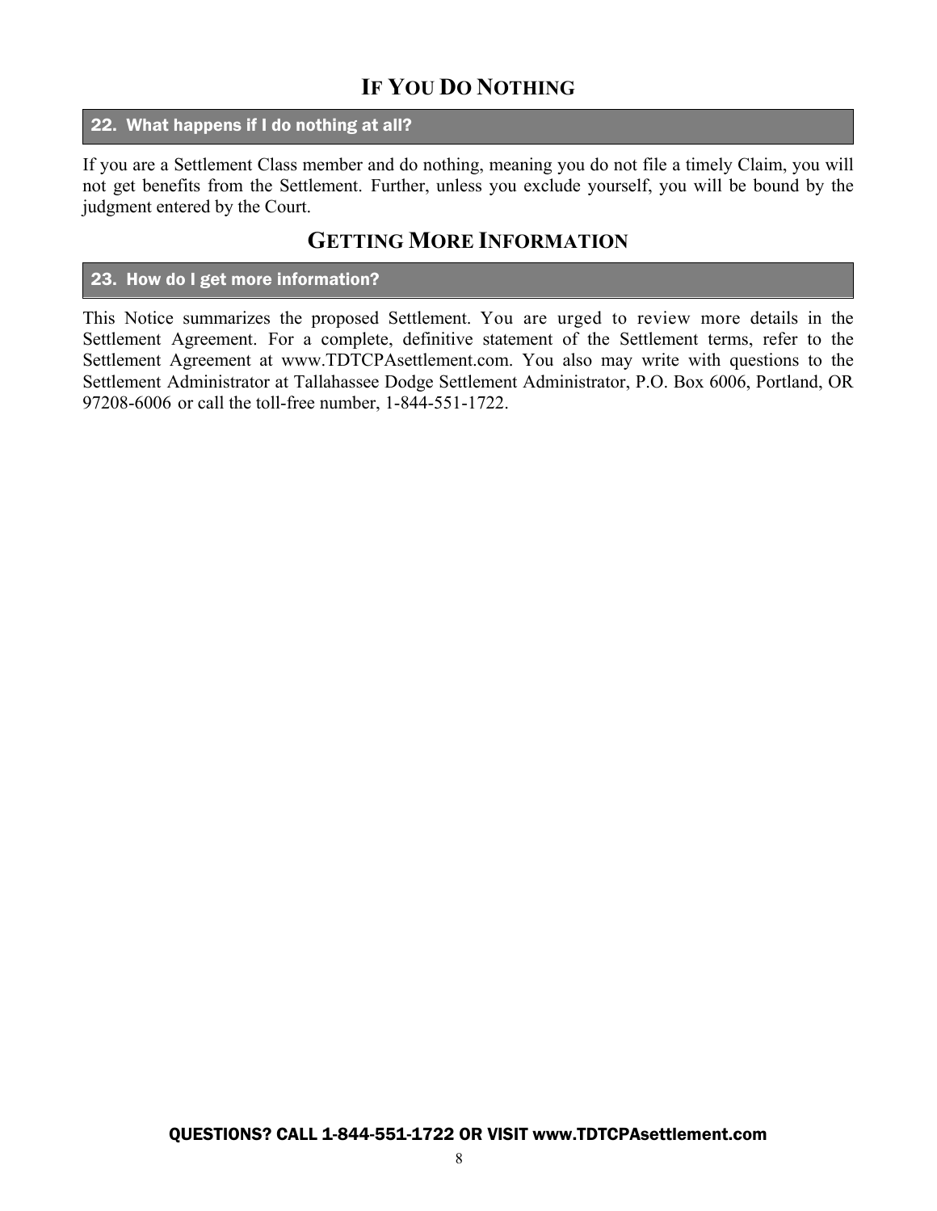## IF YOU DO NOTHING

### 22. What happens if I do nothing at all?

If you are a Settlement Class member and do nothing, meaning you do not file a timely Claim, you will not get benefits from the Settlement. Further, unless you exclude yourself, you will be bound by the judgment entered by the Court.

## GETTING MORE INFORMATION

### 23. How do I get more information?

This Notice summarizes the proposed Settlement. You are urged to review more details in the Settlement Agreement. For a complete, definitive statement of the Settlement terms, refer to the Settlement Agreement at www.TDTCPAsettlement.com. You also may write with questions to the Settlement Administrator at Tallahassee Dodge Settlement Administrator, P.O. Box 6006, Portland, OR 97208-6006 or call the toll-free number, 1-844-551-1722.